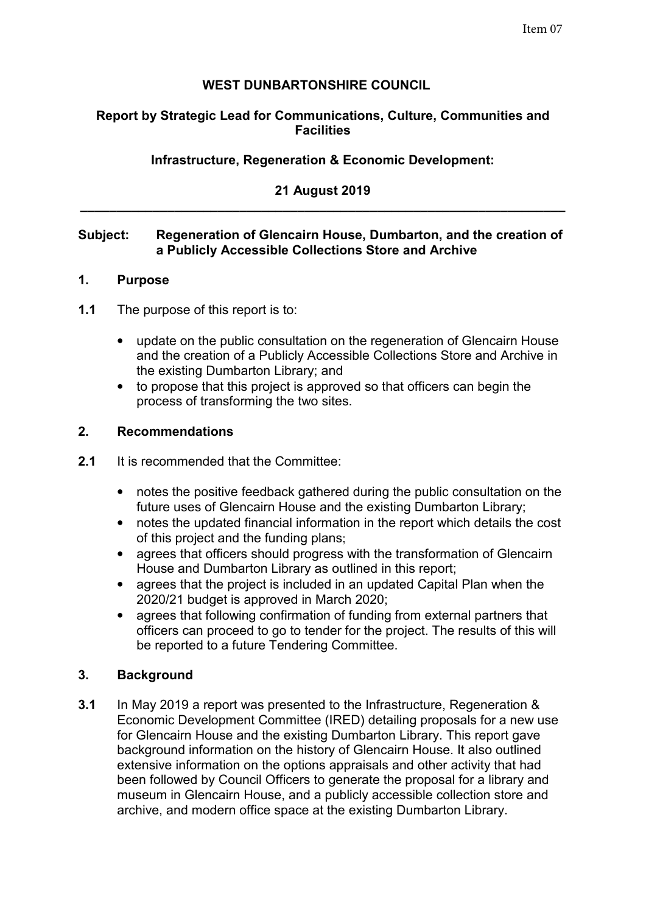**WEST DUNBARTONSHIRE COUNCIL**

**Report by Strategic Lead for Communications, Culture, Communities and Facilities**

**Infrastructure, Regeneration & Economic Development:**

**21 August 2019**

---

**Subject: Regeneration of Glencairn House, Dumbarton, and the creation of a Publicly Accessible Collections Store and Archive**

## 1. Purpose

**1.1** The purpose of this report is to:

- update on the public consultation on the regeneration of Glencairn House and the creation of a Publicly Accessible Collections Store and Archive in the existing Dumbarton Library; and
- to propose that this project is approved so that officers can begin the process of transforming the two sites.

## 2. Recommendations

**2.1** It is recommended that the Committee:

- notes the positive feedback gathered during the public consultation on the future uses of Glencairn House and the existing Dumbarton Library;
- notes the updated financial information in the report which details the cost of this project and the funding plans;
- agrees that officers should progress with the transformation of Glencairn House and Dumbarton Library as outlined in this report;
- agrees that the project is included in an updated Capital Plan when the 2020/21 budget is approved in March 2020;
- agrees that following confirmation of funding from external partners that officers can proceed to go to tender for the project. The results of this will be reported to a future Tendering Committee.

## 3. Background

**3.1** In May 2019 a report was presented to the Infrastructure, Regeneration & Economic Development Committee (IRED) detailing proposals for a new use for Glencairn House and the existing Dumbarton Library. This report gave background information on the history of Glencairn House. It also outlined extensive information on the options appraisals and other activity that had been followed by Council Officers to generate the proposal for a library and museum in Glencairn House, and a publicly accessible collection store and archive, and modern office space at the existing Dumbarton Library.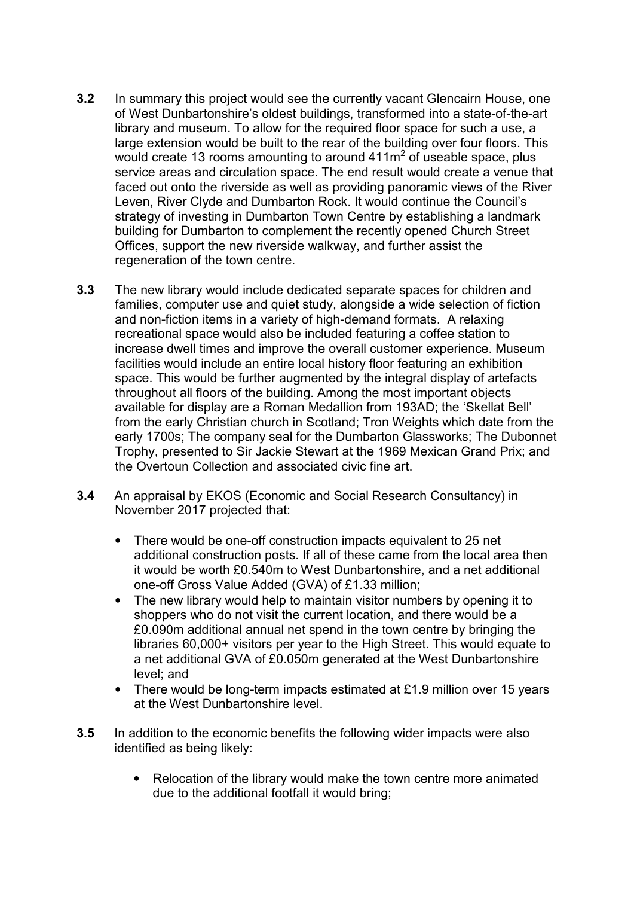**3.2** In summary this project would see the currently vacant Glencairn House, one of West Dunbartonshire's oldest buildings, transformed into a state-of-the-art library and museum. To allow for the required floor space for such a use, a large extension would be built to the rear of the building over four floors. This would create 13 rooms amounting to around 411m$^2$ of useable space, plus service areas and circulation space. The end result would create a venue that faced out onto the riverside as well as providing panoramic views of the River Leven, River Clyde and Dumbarton Rock. It would continue the Council's strategy of investing in Dumbarton Town Centre by establishing a landmark building for Dumbarton to complement the recently opened Church Street Offices, support the new riverside walkway, and further assist the regeneration of the town centre.

**3.3** The new library would include dedicated separate spaces for children and families, computer use and quiet study, alongside a wide selection of fiction and non-fiction items in a variety of high-demand formats. A relaxing recreational space would also be included featuring a coffee station to increase dwell times and improve the overall customer experience. Museum facilities would include an entire local history floor featuring an exhibition space. This would be further augmented by the integral display of artefacts throughout all floors of the building. Among the most important objects available for display are a Roman Medallion from 193AD; the 'Skellat Bell' from the early Christian church in Scotland; Tron Weights which date from the early 1700s; The company seal for the Dumbarton Glassworks; The Dubonnet Trophy, presented to Sir Jackie Stewart at the 1969 Mexican Grand Prix; and the Overtoun Collection and associated civic fine art.

**3.4** An appraisal by EKOS (Economic and Social Research Consultancy) in November 2017 projected that:

- There would be one-off construction impacts equivalent to 25 net additional construction posts. If all of these came from the local area then it would be worth £0.540m to West Dunbartonshire, and a net additional one-off Gross Value Added (GVA) of £1.33 million;
- The new library would help to maintain visitor numbers by opening it to shoppers who do not visit the current location, and there would be a £0.090m additional annual net spend in the town centre by bringing the libraries 60,000+ visitors per year to the High Street. This would equate to a net additional GVA of £0.050m generated at the West Dunbartonshire level; and
- There would be long-term impacts estimated at £1.9 million over 15 years at the West Dunbartonshire level.

**3.5** In addition to the economic benefits the following wider impacts were also identified as being likely:

- Relocation of the library would make the town centre more animated due to the additional footfall it would bring;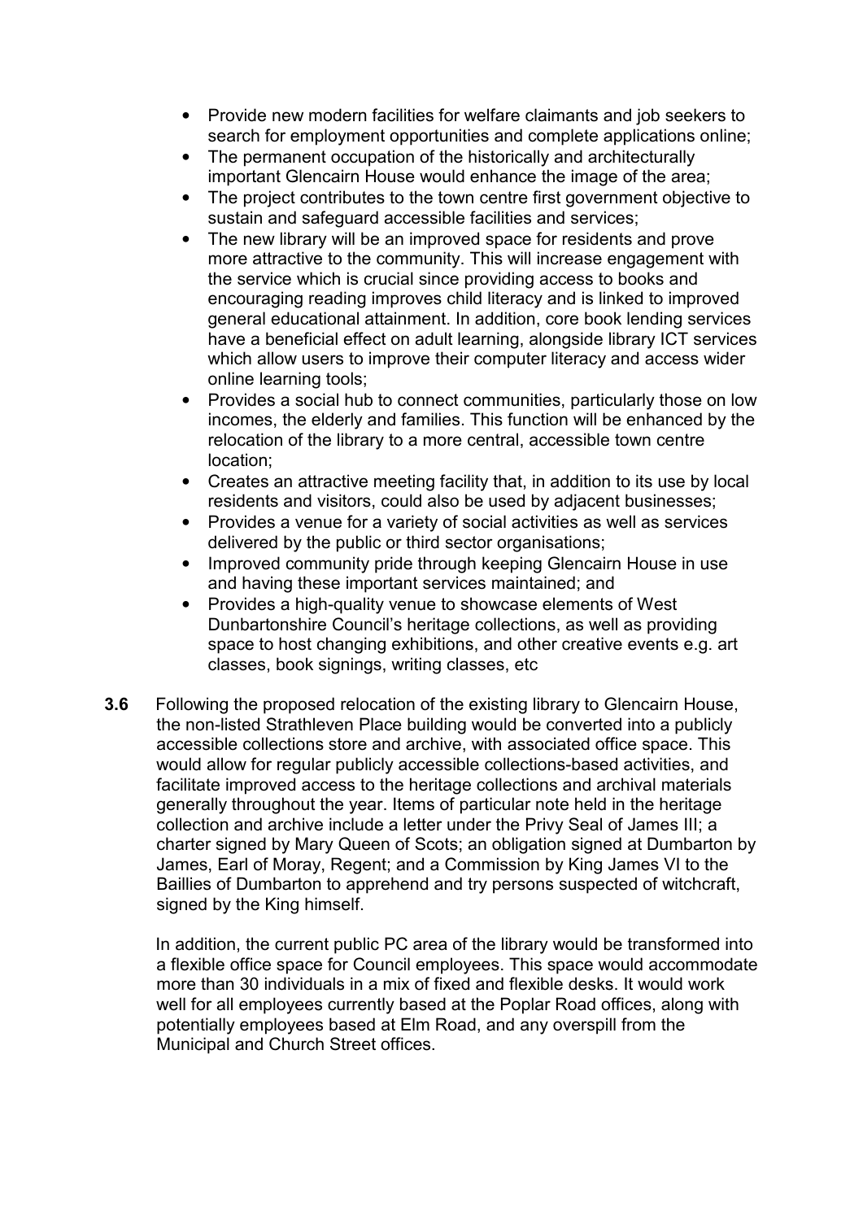- Provide new modern facilities for welfare claimants and job seekers to search for employment opportunities and complete applications online;
- The permanent occupation of the historically and architecturally important Glencairn House would enhance the image of the area;
- The project contributes to the town centre first government objective to sustain and safeguard accessible facilities and services;
- The new library will be an improved space for residents and prove more attractive to the community. This will increase engagement with the service which is crucial since providing access to books and encouraging reading improves child literacy and is linked to improved general educational attainment. In addition, core book lending services have a beneficial effect on adult learning, alongside library ICT services which allow users to improve their computer literacy and access wider online learning tools;
- Provides a social hub to connect communities, particularly those on low incomes, the elderly and families. This function will be enhanced by the relocation of the library to a more central, accessible town centre location;
- Creates an attractive meeting facility that, in addition to its use by local residents and visitors, could also be used by adjacent businesses;
- Provides a venue for a variety of social activities as well as services delivered by the public or third sector organisations;
- Improved community pride through keeping Glencairn House in use and having these important services maintained; and
- Provides a high-quality venue to showcase elements of West Dunbartonshire Council's heritage collections, as well as providing space to host changing exhibitions, and other creative events e.g. art classes, book signings, writing classes, etc

**3.6** Following the proposed relocation of the existing library to Glencairn House, the non-listed Strathleven Place building would be converted into a publicly accessible collections store and archive, with associated office space. This would allow for regular publicly accessible collections-based activities, and facilitate improved access to the heritage collections and archival materials generally throughout the year. Items of particular note held in the heritage collection and archive include a letter under the Privy Seal of James III; a charter signed by Mary Queen of Scots; an obligation signed at Dumbarton by James, Earl of Moray, Regent; and a Commission by King James VI to the Baillies of Dumbarton to apprehend and try persons suspected of witchcraft, signed by the King himself.

In addition, the current public PC area of the library would be transformed into a flexible office space for Council employees. This space would accommodate more than 30 individuals in a mix of fixed and flexible desks. It would work well for all employees currently based at the Poplar Road offices, along with potentially employees based at Elm Road, and any overspill from the Municipal and Church Street offices.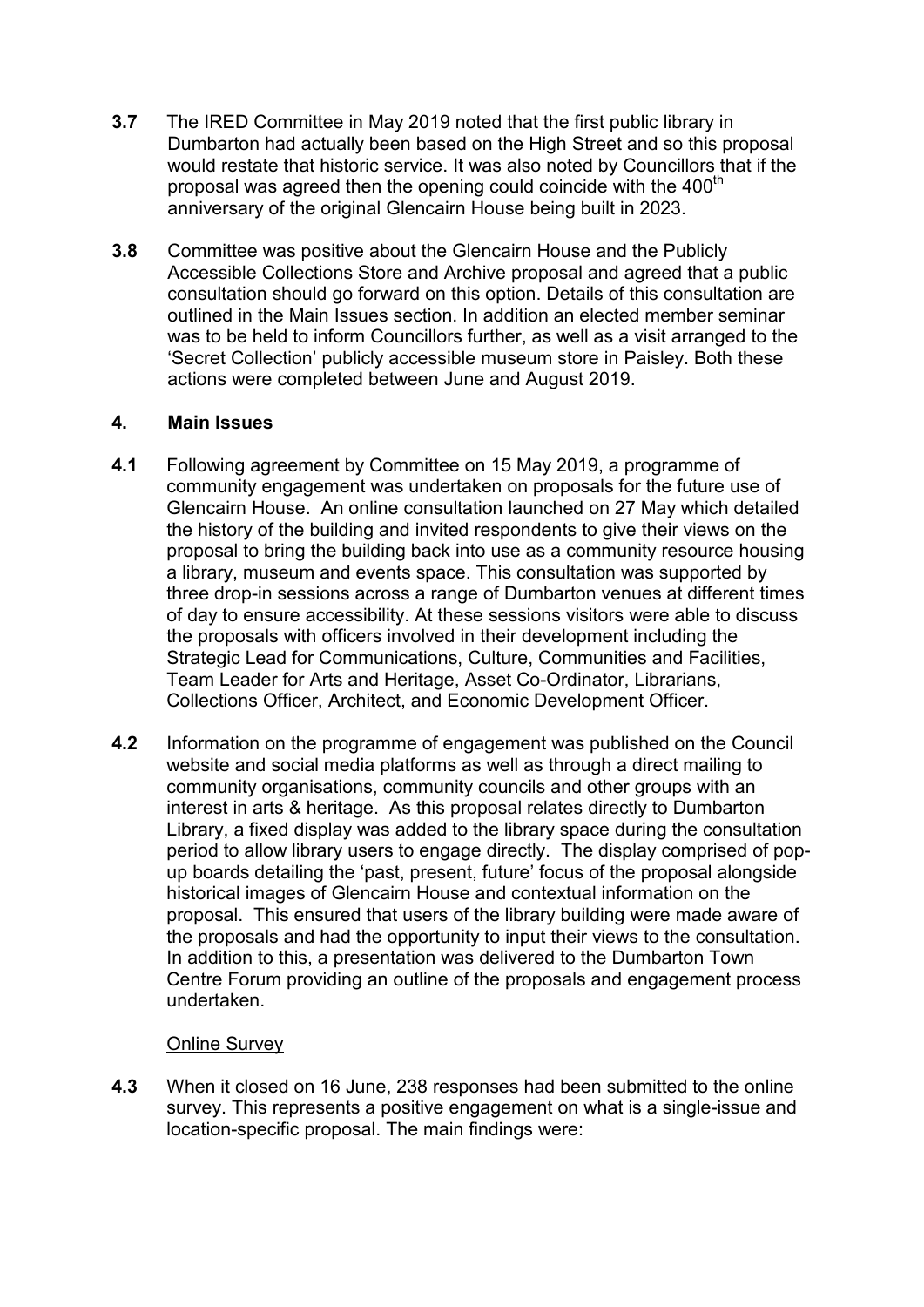**3.7** The IRED Committee in May 2019 noted that the first public library in Dumbarton had actually been based on the High Street and so this proposal would restate that historic service. It was also noted by Councillors that if the proposal was agreed then the opening could coincide with the 400th anniversary of the original Glencairn House being built in 2023.

**3.8** Committee was positive about the Glencairn House and the Publicly Accessible Collections Store and Archive proposal and agreed that a public consultation should go forward on this option. Details of this consultation are outlined in the Main Issues section. In addition an elected member seminar was to be held to inform Councillors further, as well as a visit arranged to the 'Secret Collection' publicly accessible museum store in Paisley. Both these actions were completed between June and August 2019.

## 4. Main Issues

**4.1** Following agreement by Committee on 15 May 2019, a programme of community engagement was undertaken on proposals for the future use of Glencairn House. An online consultation launched on 27 May which detailed the history of the building and invited respondents to give their views on the proposal to bring the building back into use as a community resource housing a library, museum and events space. This consultation was supported by three drop-in sessions across a range of Dumbarton venues at different times of day to ensure accessibility. At these sessions visitors were able to discuss the proposals with officers involved in their development including the Strategic Lead for Communications, Culture, Communities and Facilities, Team Leader for Arts and Heritage, Asset Co-Ordinator, Librarians, Collections Officer, Architect, and Economic Development Officer.

**4.2** Information on the programme of engagement was published on the Council website and social media platforms as well as through a direct mailing to community organisations, community councils and other groups with an interest in arts & heritage. As this proposal relates directly to Dumbarton Library, a fixed display was added to the library space during the consultation period to allow library users to engage directly. The display comprised of pop-up boards detailing the 'past, present, future' focus of the proposal alongside historical images of Glencairn House and contextual information on the proposal. This ensured that users of the library building were made aware of the proposals and had the opportunity to input their views to the consultation. In addition to this, a presentation was delivered to the Dumbarton Town Centre Forum providing an outline of the proposals and engagement process undertaken.

<u>Online Survey</u>

**4.3** When it closed on 16 June, 238 responses had been submitted to the online survey. This represents a positive engagement on what is a single-issue and location-specific proposal. The main findings were: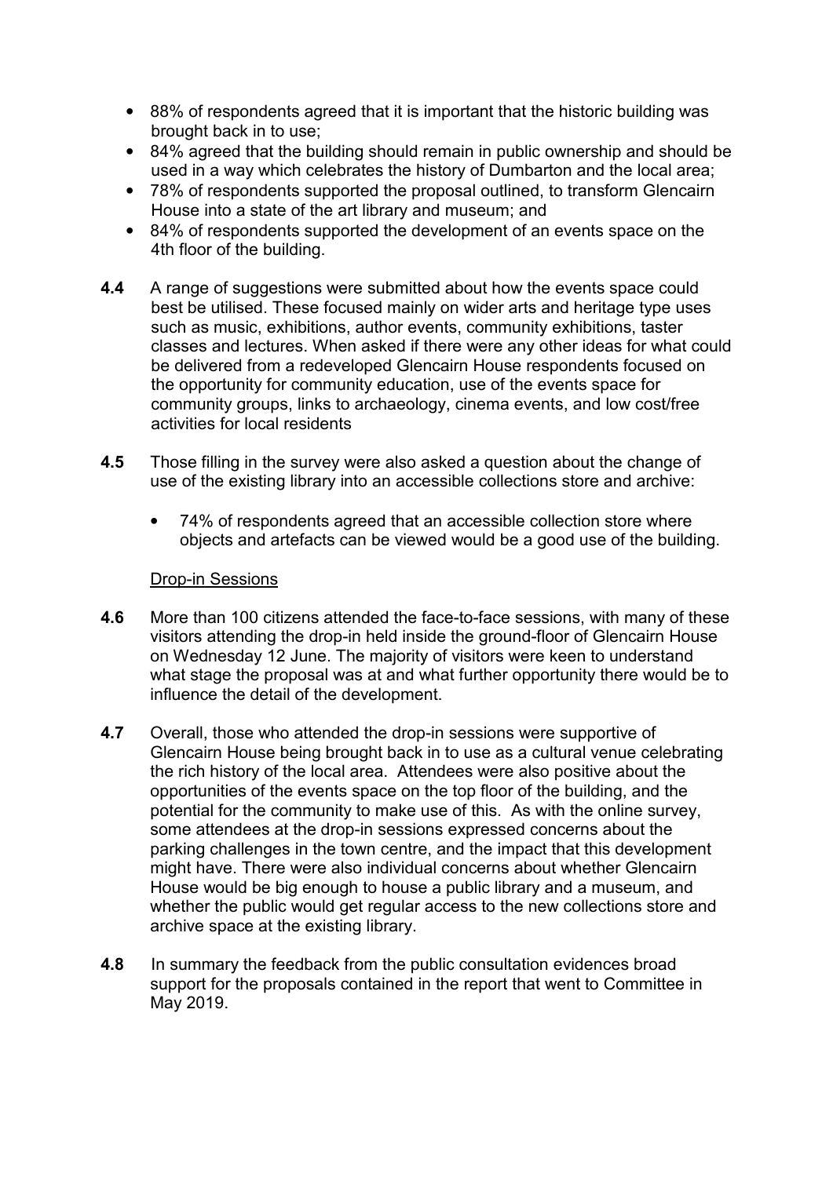- 88% of respondents agreed that it is important that the historic building was brought back in to use;
- 84% agreed that the building should remain in public ownership and should be used in a way which celebrates the history of Dumbarton and the local area;
- 78% of respondents supported the proposal outlined, to transform Glencairn House into a state of the art library and museum; and
- 84% of respondents supported the development of an events space on the 4th floor of the building.

**4.4** A range of suggestions were submitted about how the events space could best be utilised. These focused mainly on wider arts and heritage type uses such as music, exhibitions, author events, community exhibitions, taster classes and lectures. When asked if there were any other ideas for what could be delivered from a redeveloped Glencairn House respondents focused on the opportunity for community education, use of the events space for community groups, links to archaeology, cinema events, and low cost/free activities for local residents

**4.5** Those filling in the survey were also asked a question about the change of use of the existing library into an accessible collections store and archive:

- 74% of respondents agreed that an accessible collection store where objects and artefacts can be viewed would be a good use of the building.

Drop-in Sessions

**4.6** More than 100 citizens attended the face-to-face sessions, with many of these visitors attending the drop-in held inside the ground-floor of Glencairn House on Wednesday 12 June. The majority of visitors were keen to understand what stage the proposal was at and what further opportunity there would be to influence the detail of the development.

**4.7** Overall, those who attended the drop-in sessions were supportive of Glencairn House being brought back in to use as a cultural venue celebrating the rich history of the local area. Attendees were also positive about the opportunities of the events space on the top floor of the building, and the potential for the community to make use of this. As with the online survey, some attendees at the drop-in sessions expressed concerns about the parking challenges in the town centre, and the impact that this development might have. There were also individual concerns about whether Glencairn House would be big enough to house a public library and a museum, and whether the public would get regular access to the new collections store and archive space at the existing library.

**4.8** In summary the feedback from the public consultation evidences broad support for the proposals contained in the report that went to Committee in May 2019.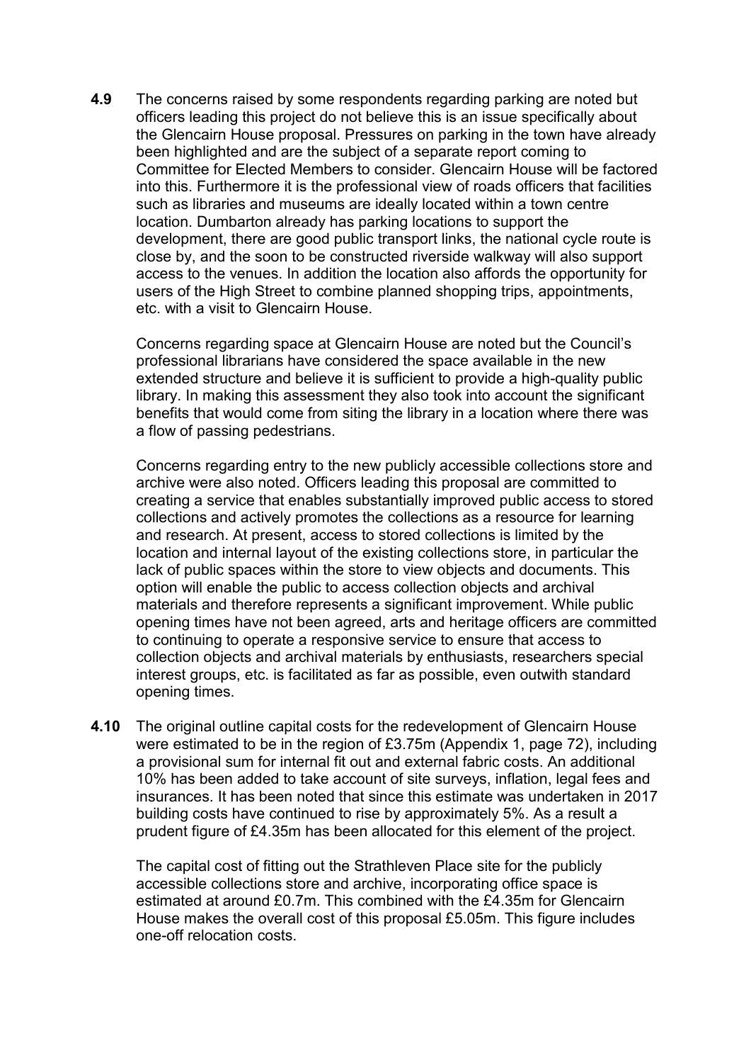**4.9** The concerns raised by some respondents regarding parking are noted but officers leading this project do not believe this is an issue specifically about the Glencairn House proposal. Pressures on parking in the town have already been highlighted and are the subject of a separate report coming to Committee for Elected Members to consider. Glencairn House will be factored into this. Furthermore it is the professional view of roads officers that facilities such as libraries and museums are ideally located within a town centre location. Dumbarton already has parking locations to support the development, there are good public transport links, the national cycle route is close by, and the soon to be constructed riverside walkway will also support access to the venues. In addition the location also affords the opportunity for users of the High Street to combine planned shopping trips, appointments, etc. with a visit to Glencairn House.

Concerns regarding space at Glencairn House are noted but the Council's professional librarians have considered the space available in the new extended structure and believe it is sufficient to provide a high-quality public library. In making this assessment they also took into account the significant benefits that would come from siting the library in a location where there was a flow of passing pedestrians.

Concerns regarding entry to the new publicly accessible collections store and archive were also noted. Officers leading this proposal are committed to creating a service that enables substantially improved public access to stored collections and actively promotes the collections as a resource for learning and research. At present, access to stored collections is limited by the location and internal layout of the existing collections store, in particular the lack of public spaces within the store to view objects and documents. This option will enable the public to access collection objects and archival materials and therefore represents a significant improvement. While public opening times have not been agreed, arts and heritage officers are committed to continuing to operate a responsive service to ensure that access to collection objects and archival materials by enthusiasts, researchers special interest groups, etc. is facilitated as far as possible, even outwith standard opening times.

**4.10** The original outline capital costs for the redevelopment of Glencairn House were estimated to be in the region of £3.75m (Appendix 1, page 72), including a provisional sum for internal fit out and external fabric costs. An additional 10% has been added to take account of site surveys, inflation, legal fees and insurances. It has been noted that since this estimate was undertaken in 2017 building costs have continued to rise by approximately 5%. As a result a prudent figure of £4.35m has been allocated for this element of the project.

The capital cost of fitting out the Strathleven Place site for the publicly accessible collections store and archive, incorporating office space is estimated at around £0.7m. This combined with the £4.35m for Glencairn House makes the overall cost of this proposal £5.05m. This figure includes one-off relocation costs.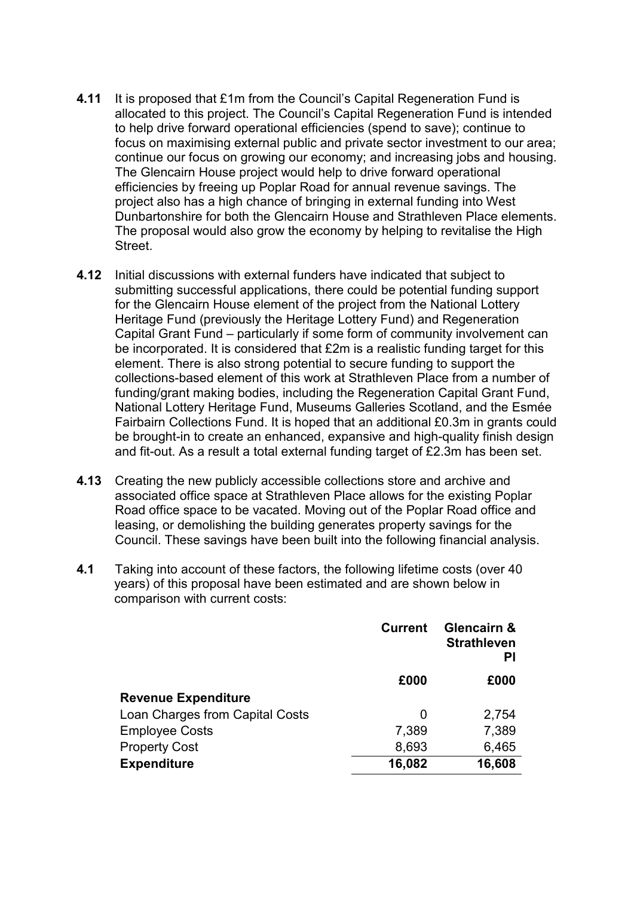**4.11** It is proposed that £1m from the Council's Capital Regeneration Fund is allocated to this project. The Council's Capital Regeneration Fund is intended to help drive forward operational efficiencies (spend to save); continue to focus on maximising external public and private sector investment to our area; continue our focus on growing our economy; and increasing jobs and housing. The Glencairn House project would help to drive forward operational efficiencies by freeing up Poplar Road for annual revenue savings. The project also has a high chance of bringing in external funding into West Dunbartonshire for both the Glencairn House and Strathleven Place elements. The proposal would also grow the economy by helping to revitalise the High Street.

**4.12** Initial discussions with external funders have indicated that subject to submitting successful applications, there could be potential funding support for the Glencairn House element of the project from the National Lottery Heritage Fund (previously the Heritage Lottery Fund) and Regeneration Capital Grant Fund – particularly if some form of community involvement can be incorporated. It is considered that £2m is a realistic funding target for this element. There is also strong potential to secure funding to support the collections-based element of this work at Strathleven Place from a number of funding/grant making bodies, including the Regeneration Capital Grant Fund, National Lottery Heritage Fund, Museums Galleries Scotland, and the Esmée Fairbairn Collections Fund. It is hoped that an additional £0.3m in grants could be brought-in to create an enhanced, expansive and high-quality finish design and fit-out. As a result a total external funding target of £2.3m has been set.

**4.13** Creating the new publicly accessible collections store and archive and associated office space at Strathleven Place allows for the existing Poplar Road office space to be vacated. Moving out of the Poplar Road office and leasing, or demolishing the building generates property savings for the Council. These savings have been built into the following financial analysis.

**4.1** Taking into account of these factors, the following lifetime costs (over 40 years) of this proposal have been estimated and are shown below in comparison with current costs:

| | Current | Glencairn & Strathleven Pl |
|---|---|---|
| | £000 | £000 |
| **Revenue Expenditure** | | |
| Loan Charges from Capital Costs | 0 | 2,754 |
| Employee Costs | 7,389 | 7,389 |
| Property Cost | 8,693 | 6,465 |
| **Expenditure** | **16,082** | **16,608** |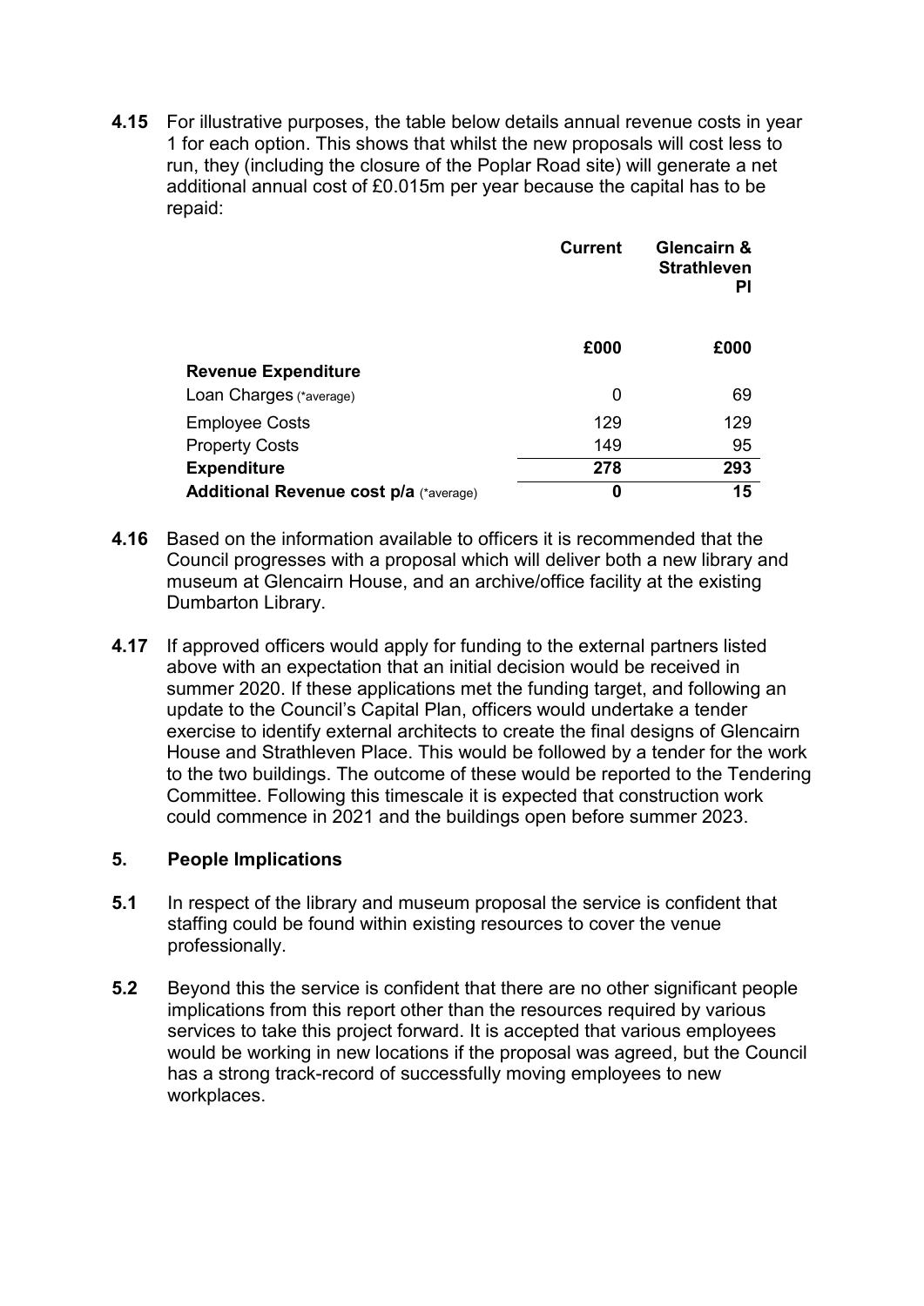**4.15** For illustrative purposes, the table below details annual revenue costs in year 1 for each option. This shows that whilst the new proposals will cost less to run, they (including the closure of the Poplar Road site) will generate a net additional annual cost of £0.015m per year because the capital has to be repaid:

| | Current | Glencairn & Strathleven Pl |
|---|---|---|
| | £000 | £000 |
| **Revenue Expenditure** | | |
| Loan Charges (*average) | 0 | 69 |
| Employee Costs | 129 | 129 |
| Property Costs | 149 | 95 |
| **Expenditure** | **278** | **293** |
| **Additional Revenue cost p/a** (*average) | **0** | **15** |

**4.16** Based on the information available to officers it is recommended that the Council progresses with a proposal which will deliver both a new library and museum at Glencairn House, and an archive/office facility at the existing Dumbarton Library.

**4.17** If approved officers would apply for funding to the external partners listed above with an expectation that an initial decision would be received in summer 2020. If these applications met the funding target, and following an update to the Council's Capital Plan, officers would undertake a tender exercise to identify external architects to create the final designs of Glencairn House and Strathleven Place. This would be followed by a tender for the work to the two buildings. The outcome of these would be reported to the Tendering Committee. Following this timescale it is expected that construction work could commence in 2021 and the buildings open before summer 2023.

## 5. People Implications

**5.1** In respect of the library and museum proposal the service is confident that staffing could be found within existing resources to cover the venue professionally.

**5.2** Beyond this the service is confident that there are no other significant people implications from this report other than the resources required by various services to take this project forward. It is accepted that various employees would be working in new locations if the proposal was agreed, but the Council has a strong track-record of successfully moving employees to new workplaces.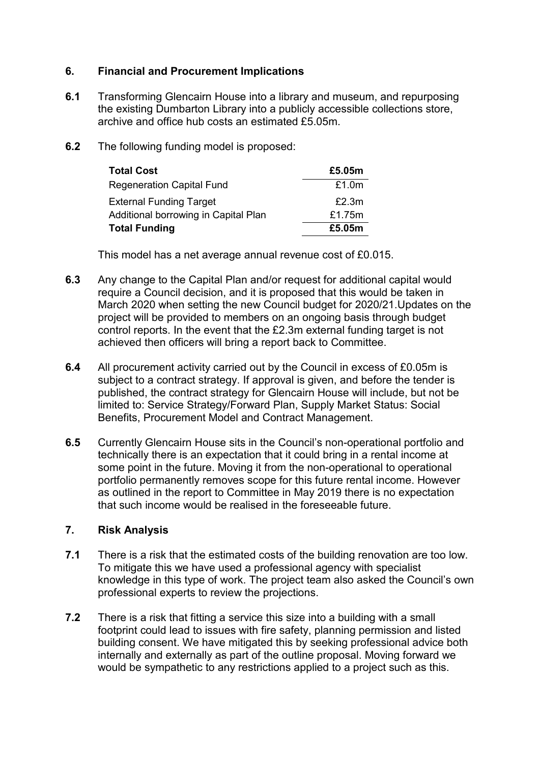## 6. Financial and Procurement Implications

**6.1** Transforming Glencairn House into a library and museum, and repurposing the existing Dumbarton Library into a publicly accessible collections store, archive and office hub costs an estimated £5.05m.

**6.2** The following funding model is proposed:

| **Total Cost** | **£5.05m** |
|---|---|
| Regeneration Capital Fund | £1.0m |
| External Funding Target | £2.3m |
| Additional borrowing in Capital Plan | £1.75m |
| **Total Funding** | **£5.05m** |

This model has a net average annual revenue cost of £0.015.

**6.3** Any change to the Capital Plan and/or request for additional capital would require a Council decision, and it is proposed that this would be taken in March 2020 when setting the new Council budget for 2020/21.Updates on the project will be provided to members on an ongoing basis through budget control reports. In the event that the £2.3m external funding target is not achieved then officers will bring a report back to Committee.

**6.4** All procurement activity carried out by the Council in excess of £0.05m is subject to a contract strategy. If approval is given, and before the tender is published, the contract strategy for Glencairn House will include, but not be limited to: Service Strategy/Forward Plan, Supply Market Status: Social Benefits, Procurement Model and Contract Management.

**6.5** Currently Glencairn House sits in the Council's non-operational portfolio and technically there is an expectation that it could bring in a rental income at some point in the future. Moving it from the non-operational to operational portfolio permanently removes scope for this future rental income. However as outlined in the report to Committee in May 2019 there is no expectation that such income would be realised in the foreseeable future.

## 7. Risk Analysis

**7.1** There is a risk that the estimated costs of the building renovation are too low. To mitigate this we have used a professional agency with specialist knowledge in this type of work. The project team also asked the Council's own professional experts to review the projections.

**7.2** There is a risk that fitting a service this size into a building with a small footprint could lead to issues with fire safety, planning permission and listed building consent. We have mitigated this by seeking professional advice both internally and externally as part of the outline proposal. Moving forward we would be sympathetic to any restrictions applied to a project such as this.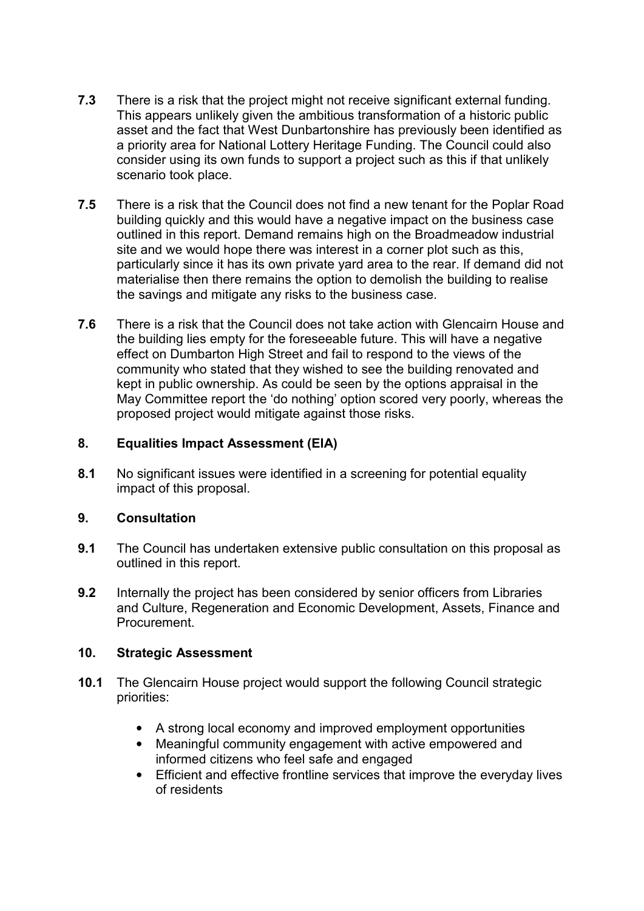**7.3** There is a risk that the project might not receive significant external funding. This appears unlikely given the ambitious transformation of a historic public asset and the fact that West Dunbartonshire has previously been identified as a priority area for National Lottery Heritage Funding. The Council could also consider using its own funds to support a project such as this if that unlikely scenario took place.

**7.5** There is a risk that the Council does not find a new tenant for the Poplar Road building quickly and this would have a negative impact on the business case outlined in this report. Demand remains high on the Broadmeadow industrial site and we would hope there was interest in a corner plot such as this, particularly since it has its own private yard area to the rear. If demand did not materialise then there remains the option to demolish the building to realise the savings and mitigate any risks to the business case.

**7.6** There is a risk that the Council does not take action with Glencairn House and the building lies empty for the foreseeable future. This will have a negative effect on Dumbarton High Street and fail to respond to the views of the community who stated that they wished to see the building renovated and kept in public ownership. As could be seen by the options appraisal in the May Committee report the 'do nothing' option scored very poorly, whereas the proposed project would mitigate against those risks.

## 8. Equalities Impact Assessment (EIA)

**8.1** No significant issues were identified in a screening for potential equality impact of this proposal.

## 9. Consultation

**9.1** The Council has undertaken extensive public consultation on this proposal as outlined in this report.

**9.2** Internally the project has been considered by senior officers from Libraries and Culture, Regeneration and Economic Development, Assets, Finance and Procurement.

## 10. Strategic Assessment

**10.1** The Glencairn House project would support the following Council strategic priorities:

- A strong local economy and improved employment opportunities
- Meaningful community engagement with active empowered and informed citizens who feel safe and engaged
- Efficient and effective frontline services that improve the everyday lives of residents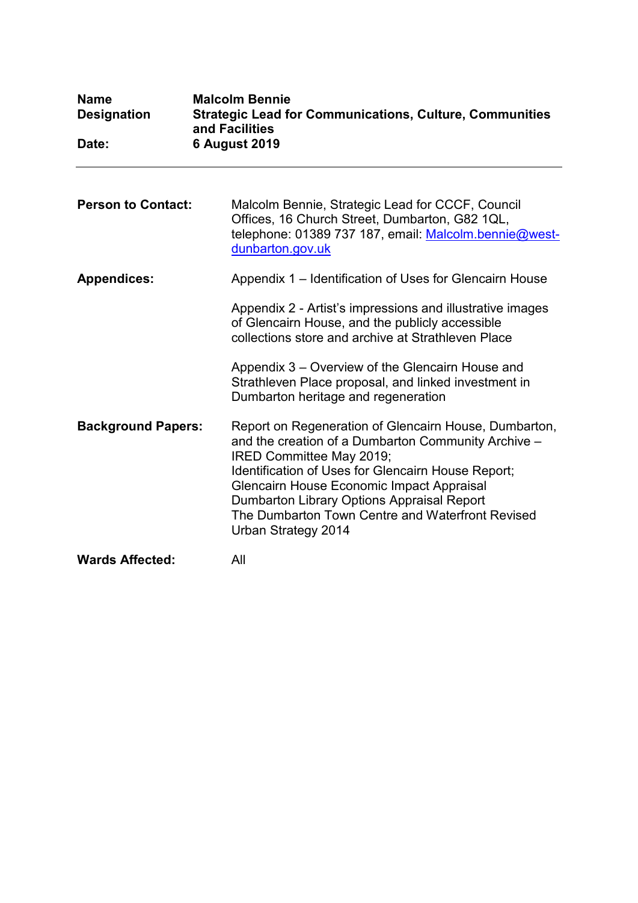**Name** **Malcolm Bennie**
**Designation** **Strategic Lead for Communications, Culture, Communities and Facilities**
**Date:** **6 August 2019**

---

| | |
|---|---|
| **Person to Contact:** | Malcolm Bennie, Strategic Lead for CCCF, Council Offices, 16 Church Street, Dumbarton, G82 1QL, telephone: 01389 737 187, email: Malcolm.bennie@west-dunbarton.gov.uk |
| **Appendices:** | Appendix 1 – Identification of Uses for Glencairn House<br><br>Appendix 2 - Artist's impressions and illustrative images of Glencairn House, and the publicly accessible collections store and archive at Strathleven Place<br><br>Appendix 3 – Overview of the Glencairn House and Strathleven Place proposal, and linked investment in Dumbarton heritage and regeneration |
| **Background Papers:** | Report on Regeneration of Glencairn House, Dumbarton, and the creation of a Dumbarton Community Archive – IRED Committee May 2019;<br>Identification of Uses for Glencairn House Report;<br>Glencairn House Economic Impact Appraisal<br>Dumbarton Library Options Appraisal Report<br>The Dumbarton Town Centre and Waterfront Revised Urban Strategy 2014 |
| **Wards Affected:** | All |